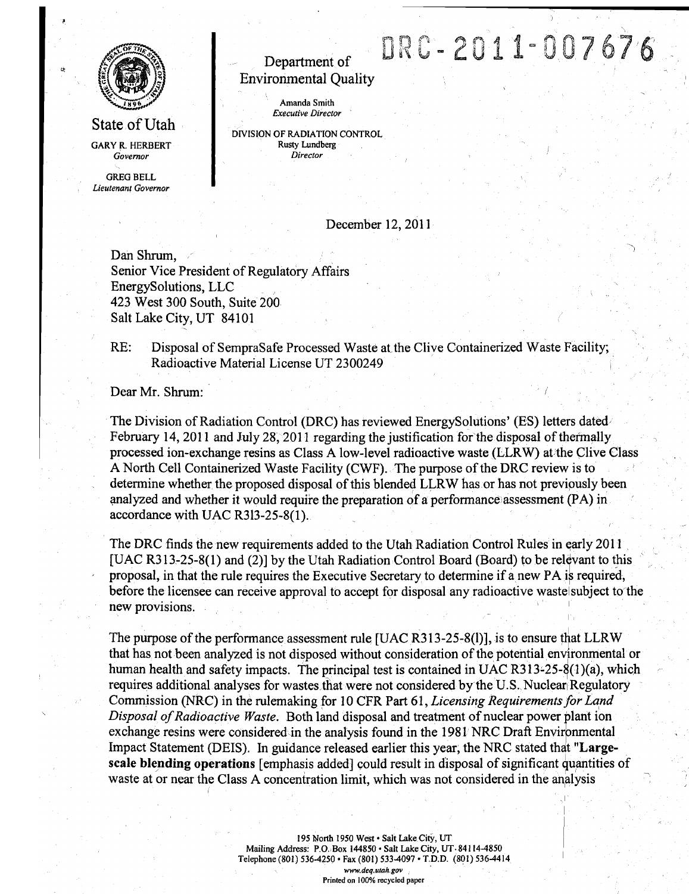DRC-2011-007676

State of Utah

GARY R. HERBERT
*Governor*

GREG BELL
*Lieutenant Governor*

Department of
Environmental Quality

Amanda Smith
*Executive Director*

DIVISION OF RADIATION CONTROL
Rusty Lundberg
*Director*

December 12, 2011

Dan Shrum,
Senior Vice President of Regulatory Affairs
EnergySolutions, LLC
423 West 300 South, Suite 200
Salt Lake City, UT 84101

RE: Disposal of SempraSafe Processed Waste at the Clive Containerized Waste Facility; Radioactive Material License UT 2300249

Dear Mr. Shrum:

The Division of Radiation Control (DRC) has reviewed EnergySolutions' (ES) letters dated February 14, 2011 and July 28, 2011 regarding the justification for the disposal of thermally processed ion-exchange resins as Class A low-level radioactive waste (LLRW) at the Clive Class A North Cell Containerized Waste Facility (CWF). The purpose of the DRC review is to determine whether the proposed disposal of this blended LLRW has or has not previously been analyzed and whether it would require the preparation of a performance assessment (PA) in accordance with UAC R313-25-8(1).

The DRC finds the new requirements added to the Utah Radiation Control Rules in early 2011 [UAC R313-25-8(1) and (2)] by the Utah Radiation Control Board (Board) to be relevant to this proposal, in that the rule requires the Executive Secretary to determine if a new PA is required, before the licensee can receive approval to accept for disposal any radioactive waste subject to the new provisions.

The purpose of the performance assessment rule [UAC R313-25-8(l)], is to ensure that LLRW that has not been analyzed is not disposed without consideration of the potential environmental or human health and safety impacts. The principal test is contained in UAC R313-25-8(1)(a), which requires additional analyses for wastes that were not considered by the U.S. Nuclear Regulatory Commission (NRC) in the rulemaking for 10 CFR Part 61, *Licensing Requirements for Land Disposal of Radioactive Waste*. Both land disposal and treatment of nuclear power plant ion exchange resins were considered in the analysis found in the 1981 NRC Draft Environmental Impact Statement (DEIS). In guidance released earlier this year, the NRC stated that "**Large-scale blending operations** [emphasis added] could result in disposal of significant quantities of waste at or near the Class A concentration limit, which was not considered in the analysis

195 North 1950 West • Salt Lake City, UT
Mailing Address: P.O. Box 144850 • Salt Lake City, UT 84114-4850
Telephone (801) 536-4250 • Fax (801) 533-4097 • T.D.D. (801) 536-4414
www.deq.utah.gov
Printed on 100% recycled paper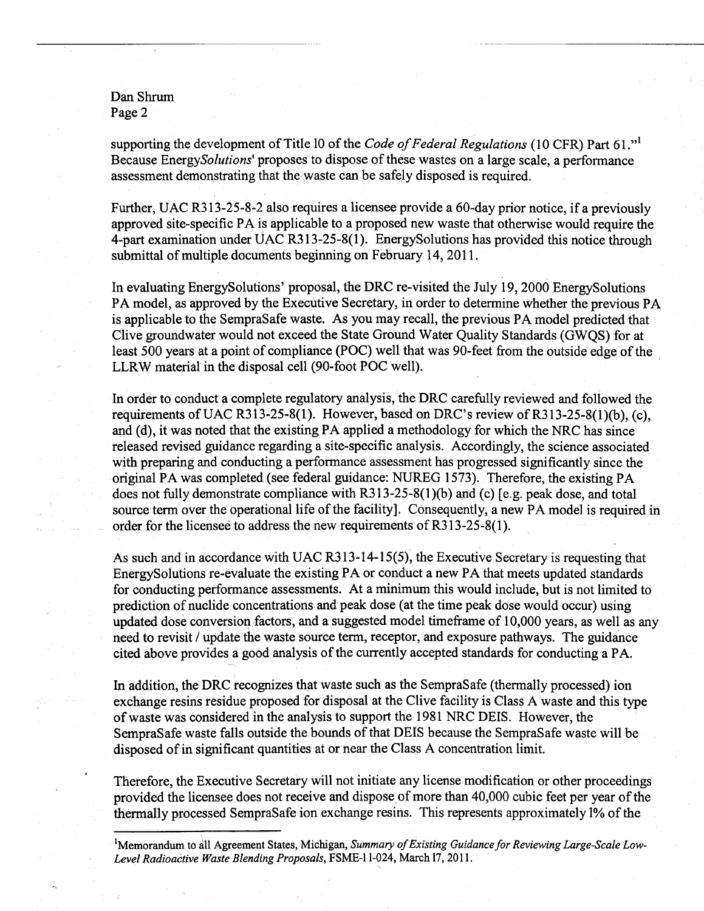supporting the development of Title 10 of the *Code of Federal Regulations* (10 CFR) Part 61."[1] Because Energy*Solutions*' proposes to dispose of these wastes on a large scale, a performance assessment demonstrating that the waste can be safely disposed is required.

Further, UAC R313-25-8-2 also requires a licensee provide a 60-day prior notice, if a previously approved site-specific PA is applicable to a proposed new waste that otherwise would require the 4-part examination under UAC R313-25-8(1). EnergySolutions has provided this notice through submittal of multiple documents beginning on February 14, 2011.

In evaluating EnergySolutions' proposal, the DRC re-visited the July 19, 2000 EnergySolutions PA model, as approved by the Executive Secretary, in order to determine whether the previous PA is applicable to the SempraSafe waste. As you may recall, the previous PA model predicted that Clive groundwater would not exceed the State Ground Water Quality Standards (GWQS) for at least 500 years at a point of compliance (POC) well that was 90-feet from the outside edge of the LLRW material in the disposal cell (90-foot POC well).

In order to conduct a complete regulatory analysis, the DRC carefully reviewed and followed the requirements of UAC R313-25-8(1). However, based on DRC's review of R313-25-8(1)(b), (c), and (d), it was noted that the existing PA applied a methodology for which the NRC has since released revised guidance regarding a site-specific analysis. Accordingly, the science associated with preparing and conducting a performance assessment has progressed significantly since the original PA was completed (see federal guidance: NUREG 1573). Therefore, the existing PA does not fully demonstrate compliance with R313-25-8(1)(b) and (c) [e.g. peak dose, and total source term over the operational life of the facility]. Consequently, a new PA model is required in order for the licensee to address the new requirements of R313-25-8(1).

As such and in accordance with UAC R313-14-15(5), the Executive Secretary is requesting that EnergySolutions re-evaluate the existing PA or conduct a new PA that meets updated standards for conducting performance assessments. At a minimum this would include, but is not limited to prediction of nuclide concentrations and peak dose (at the time peak dose would occur) using updated dose conversion factors, and a suggested model timeframe of 10,000 years, as well as any need to revisit / update the waste source term, receptor, and exposure pathways. The guidance cited above provides a good analysis of the currently accepted standards for conducting a PA.

In addition, the DRC recognizes that waste such as the SempraSafe (thermally processed) ion exchange resins residue proposed for disposal at the Clive facility is Class A waste and this type of waste was considered in the analysis to support the 1981 NRC DEIS. However, the SempraSafe waste falls outside the bounds of that DEIS because the SempraSafe waste will be disposed of in significant quantities at or near the Class A concentration limit.

Therefore, the Executive Secretary will not initiate any license modification or other proceedings provided the licensee does not receive and dispose of more than 40,000 cubic feet per year of the thermally processed SempraSafe ion exchange resins. This represents approximately 1% of the

---

[1] Memorandum to all Agreement States, Michigan, *Summary of Existing Guidance for Reviewing Large-Scale Low-Level Radioactive Waste Blending Proposals*, FSME-11-024, March 17, 2011.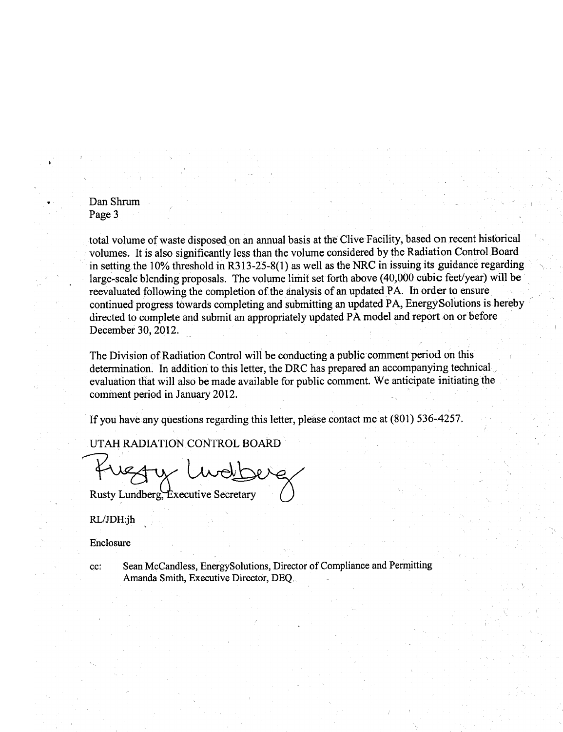Dan Shrum
Page 3

total volume of waste disposed on an annual basis at the Clive Facility, based on recent historical volumes. It is also significantly less than the volume considered by the Radiation Control Board in setting the 10% threshold in R313-25-8(1) as well as the NRC in issuing its guidance regarding large-scale blending proposals. The volume limit set forth above (40,000 cubic feet/year) will be reevaluated following the completion of the analysis of an updated PA. In order to ensure continued progress towards completing and submitting an updated PA, EnergySolutions is hereby directed to complete and submit an appropriately updated PA model and report on or before December 30, 2012.

The Division of Radiation Control will be conducting a public comment period on this determination. In addition to this letter, the DRC has prepared an accompanying technical evaluation that will also be made available for public comment. We anticipate initiating the comment period in January 2012.

If you have any questions regarding this letter, please contact me at (801) 536-4257.

UTAH RADIATION CONTROL BOARD

Rusty Lundberg

Rusty Lundberg, Executive Secretary

RL/JDH:jh

Enclosure

cc: Sean McCandless, EnergySolutions, Director of Compliance and Permitting
Amanda Smith, Executive Director, DEQ